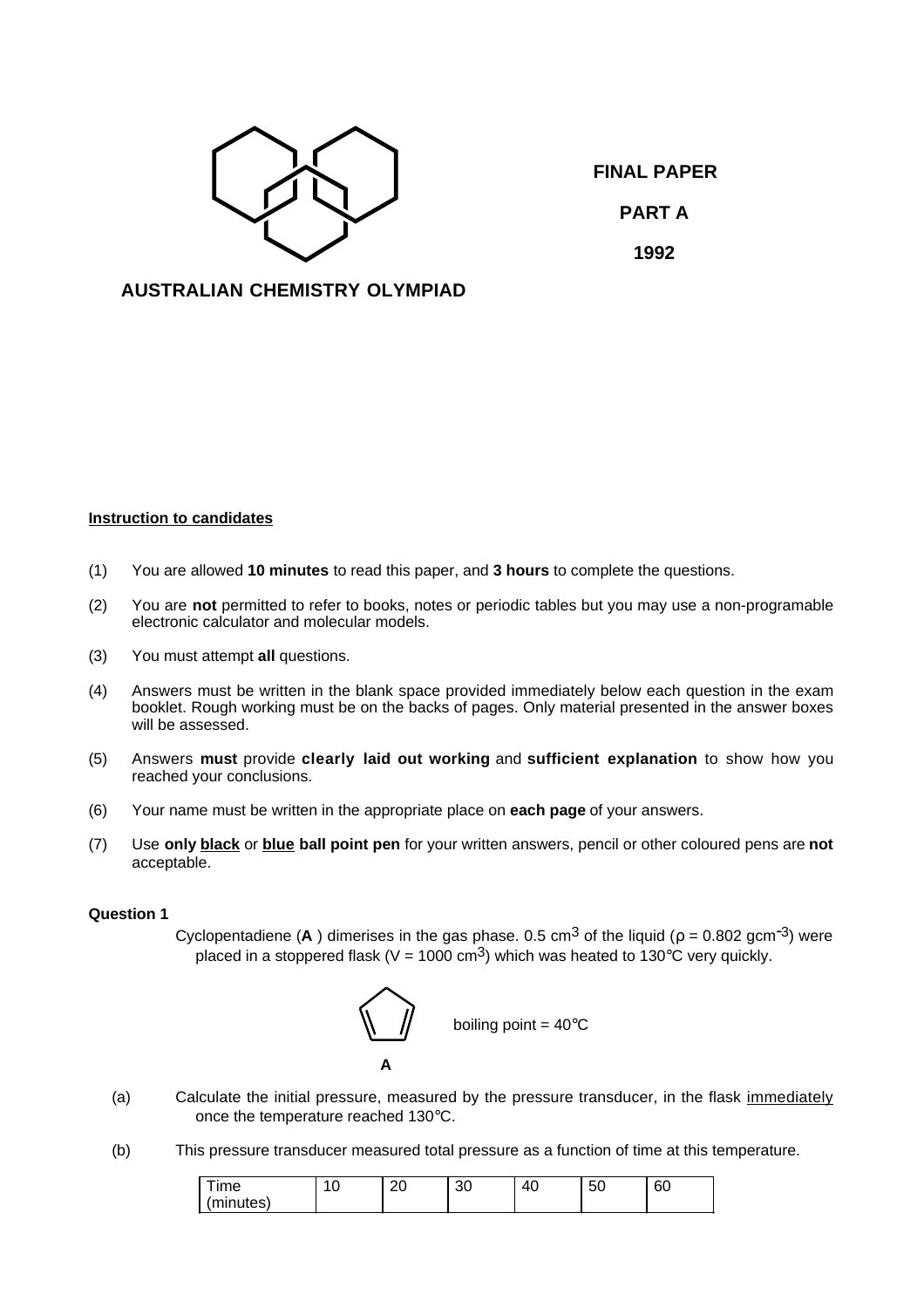**FINAL PAPER**

**PART A**

**1992**

**AUSTRALIAN CHEMISTRY OLYMPIAD**

**Instruction to candidates**

(1) You are allowed **10 minutes** to read this paper, and **3 hours** to complete the questions.

(2) You are **not** permitted to refer to books, notes or periodic tables but you may use a non-programable electronic calculator and molecular models.

(3) You must attempt **all** questions.

(4) Answers must be written in the blank space provided immediately below each question in the exam booklet. Rough working must be on the backs of pages. Only material presented in the answer boxes will be assessed.

(5) Answers **must** provide **clearly laid out working** and **sufficient explanation** to show how you reached your conclusions.

(6) Your name must be written in the appropriate place on **each page** of your answers.

(7) Use **only black** or **blue ball point pen** for your written answers, pencil or other coloured pens are **not** acceptable.

**Question 1**

Cyclopentadiene (**A**) dimerises in the gas phase. 0.5 $cm^3$ of the liquid ($\rho$ = 0.802 $gcm^{-3}$) were placed in a stoppered flask (V = 1000 $cm^3$) which was heated to 130°C very quickly.

boiling point = 40°C

**A**

(a) Calculate the initial pressure, measured by the pressure transducer, in the flask immediately once the temperature reached 130°C.

(b) This pressure transducer measured total pressure as a function of time at this temperature.

| Time (minutes) | 10 | 20 | 30 | 40 | 50 | 60 |
|---|---|---|---|---|---|---|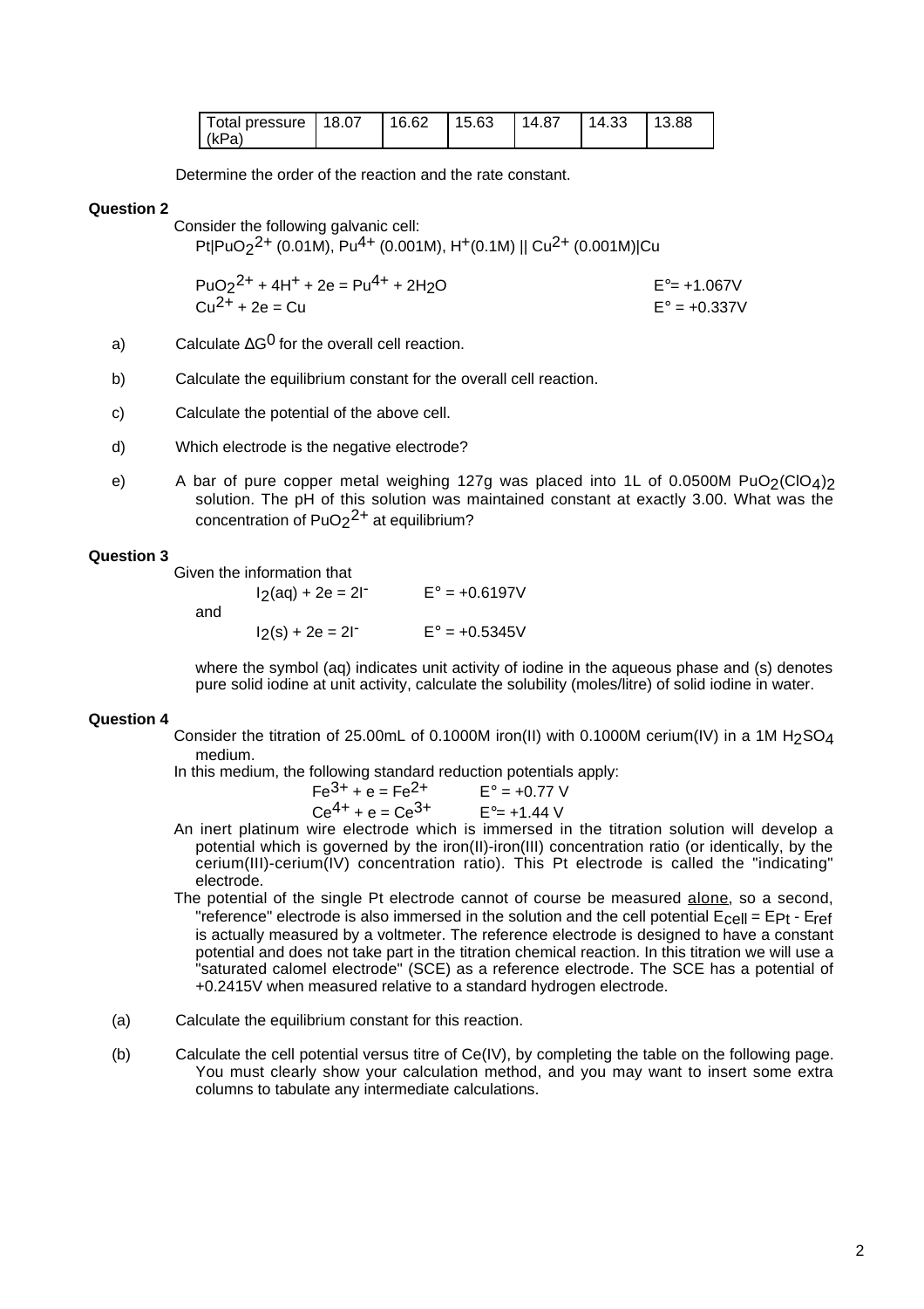| Total pressure (kPa) | 18.07 | 16.62 | 15.63 | 14.87 | 14.33 | 13.88 |
|---|---|---|---|---|---|---|

Determine the order of the reaction and the rate constant.

**Question 2**

Consider the following galvanic cell:

$Pt|PuO_2^{2+}$ (0.01M), $Pu^{4+}$ (0.001M), $H^+$(0.1M) || $Cu^{2+}$ (0.001M)|Cu

$PuO_2^{2+} + 4H^+ + 2e = Pu^{4+} + 2H_2O$ $\quad E° = +1.067V$

$Cu^{2+} + 2e = Cu$ $\quad E° = +0.337V$

a) Calculate $\Delta G^0$ for the overall cell reaction.

b) Calculate the equilibrium constant for the overall cell reaction.

c) Calculate the potential of the above cell.

d) Which electrode is the negative electrode?

e) A bar of pure copper metal weighing 127g was placed into 1L of 0.0500M $PuO_2(ClO_4)_2$ solution. The pH of this solution was maintained constant at exactly 3.00. What was the concentration of $PuO_2^{2+}$ at equilibrium?

**Question 3**

Given the information that

$I_2(aq) + 2e = 2I^-$ $\quad E° = +0.6197V$

and

$I_2(s) + 2e = 2I^-$ $\quad E° = +0.5345V$

where the symbol (aq) indicates unit activity of iodine in the aqueous phase and (s) denotes pure solid iodine at unit activity, calculate the solubility (moles/litre) of solid iodine in water.

**Question 4**

Consider the titration of 25.00mL of 0.1000M iron(II) with 0.1000M cerium(IV) in a 1M $H_2SO_4$ medium.

In this medium, the following standard reduction potentials apply:

$Fe^{3+} + e = Fe^{2+}$ $\quad E° = +0.77 V$

$Ce^{4+} + e = Ce^{3+}$ $\quad E° = +1.44 V$

An inert platinum wire electrode which is immersed in the titration solution will develop a potential which is governed by the iron(II)-iron(III) concentration ratio (or identically, by the cerium(III)-cerium(IV) concentration ratio). This Pt electrode is called the "indicating" electrode.

The potential of the single Pt electrode cannot of course be measured alone, so a second, "reference" electrode is also immersed in the solution and the cell potential $E_{cell} = E_{Pt} - E_{ref}$ is actually measured by a voltmeter. The reference electrode is designed to have a constant potential and does not take part in the titration chemical reaction. In this titration we will use a "saturated calomel electrode" (SCE) as a reference electrode. The SCE has a potential of +0.2415V when measured relative to a standard hydrogen electrode.

(a) Calculate the equilibrium constant for this reaction.

(b) Calculate the cell potential versus titre of Ce(IV), by completing the table on the following page. You must clearly show your calculation method, and you may want to insert some extra columns to tabulate any intermediate calculations.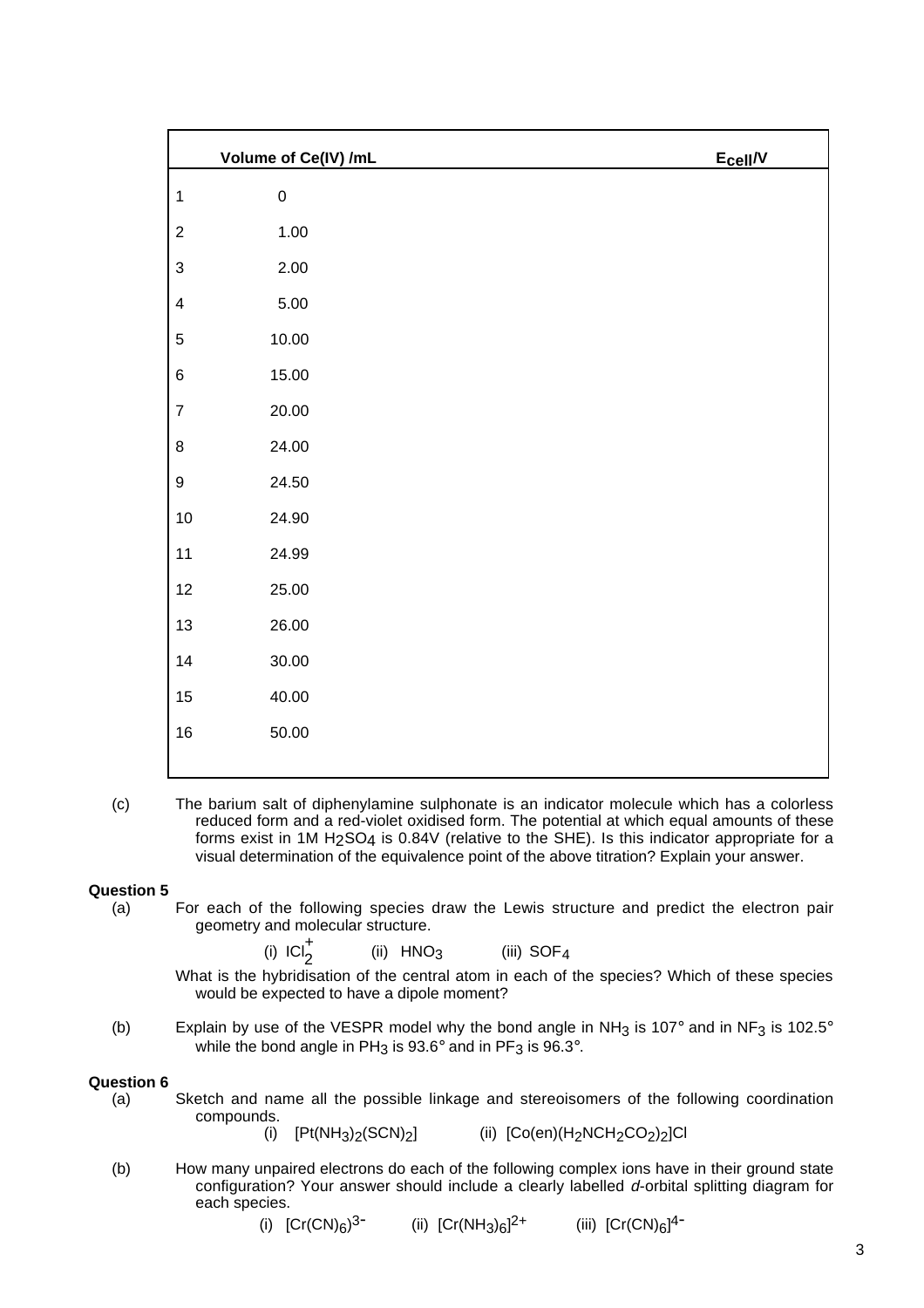| | Volume of Ce(IV) /mL | $E_{cell}$/V |
|---|---|---|
| 1 | 0 | |
| 2 | 1.00 | |
| 3 | 2.00 | |
| 4 | 5.00 | |
| 5 | 10.00 | |
| 6 | 15.00 | |
| 7 | 20.00 | |
| 8 | 24.00 | |
| 9 | 24.50 | |
| 10 | 24.90 | |
| 11 | 24.99 | |
| 12 | 25.00 | |
| 13 | 26.00 | |
| 14 | 30.00 | |
| 15 | 40.00 | |
| 16 | 50.00 | |

(c) The barium salt of diphenylamine sulphonate is an indicator molecule which has a colorless reduced form and a red-violet oxidised form. The potential at which equal amounts of these forms exist in 1M $H_2SO_4$ is 0.84V (relative to the SHE). Is this indicator appropriate for a visual determination of the equivalence point of the above titration? Explain your answer.

**Question 5**

(a) For each of the following species draw the Lewis structure and predict the electron pair geometry and molecular structure.

(i) $ICl_2^+$ (ii) $HNO_3$ (iii) $SOF_4$

What is the hybridisation of the central atom in each of the species? Which of these species would be expected to have a dipole moment?

(b) Explain by use of the VESPR model why the bond angle in $NH_3$ is 107° and in $NF_3$ is 102.5° while the bond angle in $PH_3$ is 93.6° and in $PF_3$ is 96.3°.

**Question 6**

(a) Sketch and name all the possible linkage and stereoisomers of the following coordination compounds.

(i) $[Pt(NH_3)_2(SCN)_2]$ (ii) $[Co(en)(H_2NCH_2CO_2)_2]Cl$

(b) How many unpaired electrons do each of the following complex ions have in their ground state configuration? Your answer should include a clearly labelled *d*-orbital splitting diagram for each species.

(i) $[Cr(CN)_6]^{3-}$ (ii) $[Cr(NH_3)_6]^{2+}$ (iii) $[Cr(CN)_6]^{4-}$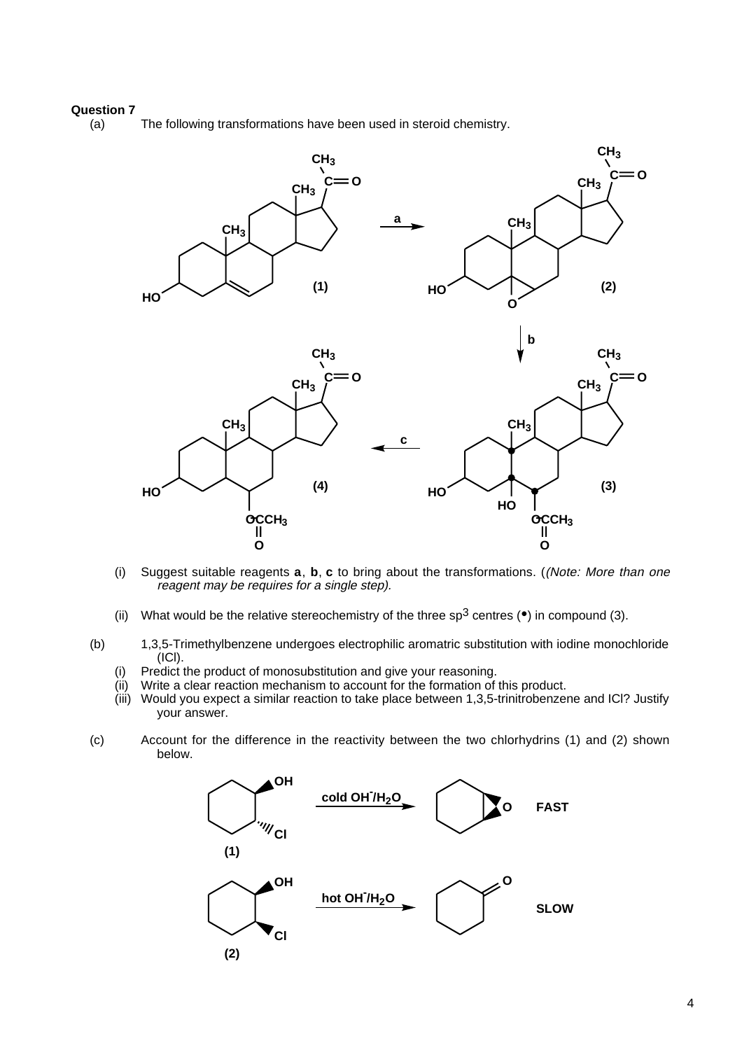## Question 7

(a) The following transformations have been used in steroid chemistry.

(i) Suggest suitable reagents **a**, **b**, **c** to bring about the transformations. (*(Note: More than one reagent may be requires for a single step).*

(ii) What would be the relative stereochemistry of the three $sp^3$ centres (•) in compound (3).

(b) 1,3,5-Trimethylbenzene undergoes electrophilic aromatric substitution with iodine monochloride (ICl).

(i) Predict the product of monosubstitution and give your reasoning.

(ii) Write a clear reaction mechanism to account for the formation of this product.

(iii) Would you expect a similar reaction to take place between 1,3,5-trinitrobenzene and ICl? Justify your answer.

(c) Account for the difference in the reactivity between the two chlorhydrins (1) and (2) shown below.

(1) cold $OH^-/H_2O$ → FAST

(2) hot $OH^-/H_2O$ → SLOW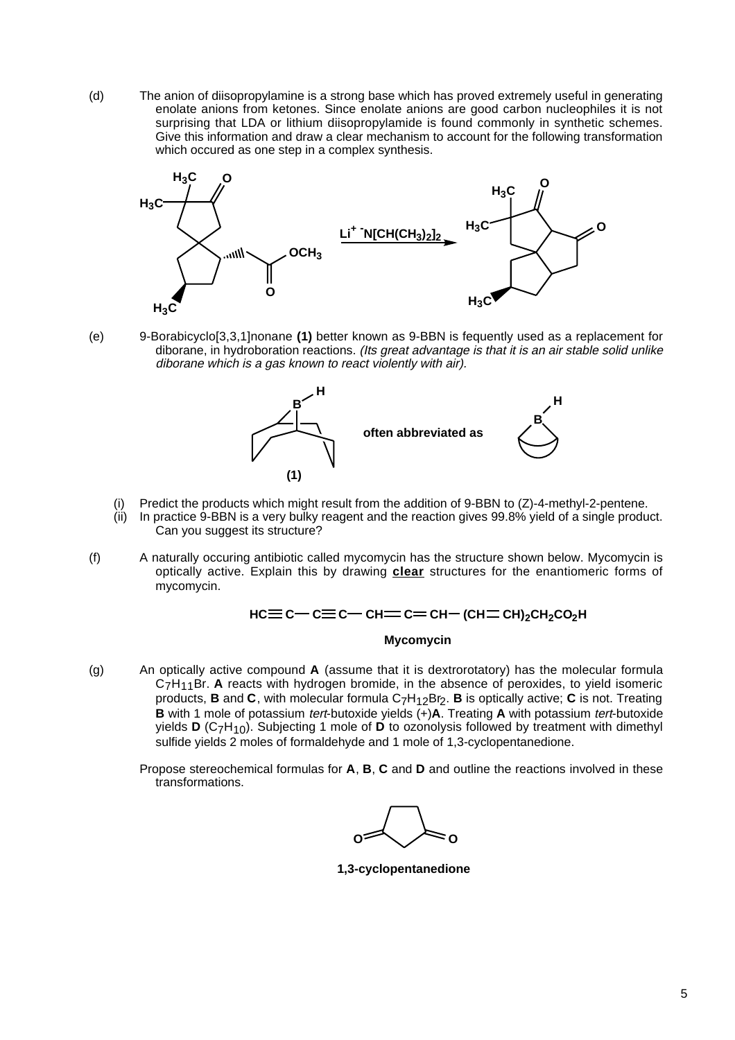(d) The anion of diisopropylamine is a strong base which has proved extremely useful in generating enolate anions from ketones. Since enolate anions are good carbon nucleophiles it is not surprising that LDA or lithium diisopropylamide is found commonly in synthetic schemes. Give this information and draw a clear mechanism to account for the following transformation which occured as one step in a complex synthesis.

$Li^{+}\ ^{-}N[CH(CH_3)_2]_2$

(e) 9-Borabicyclo[3,3,1]nonane **(1)** better known as 9-BBN is fequently used as a replacement for diborane, in hydroboration reactions. *(Its great advantage is that it is an air stable solid unlike diborane which is a gas known to react violently with air).*

**(1)** **often abbreviated as**

(i) Predict the products which might result from the addition of 9-BBN to (Z)-4-methyl-2-pentene.

(ii) In practice 9-BBN is a very bulky reagent and the reaction gives 99.8% yield of a single product. Can you suggest its structure?

(f) A naturally occuring antibiotic called mycomycin has the structure shown below. Mycomycin is optically active. Explain this by drawing **clear** structures for the enantiomeric forms of mycomycin.

$$HC\equiv C-C\equiv C-CH=C=CH-(CH=CH)_2CH_2CO_2H$$

**Mycomycin**

(g) An optically active compound **A** (assume that it is dextrorotatory) has the molecular formula $C_7H_{11}Br$. **A** reacts with hydrogen bromide, in the absence of peroxides, to yield isomeric products, **B** and **C**, with molecular formula $C_7H_{12}Br_2$. **B** is optically active; **C** is not. Treating **B** with 1 mole of potassium *tert*-butoxide yields (+)**A**. Treating **A** with potassium *tert*-butoxide yields **D** ($C_7H_{10}$). Subjecting 1 mole of **D** to ozonolysis followed by treatment with dimethyl sulfide yields 2 moles of formaldehyde and 1 mole of 1,3-cyclopentanedione.

Propose stereochemical formulas for **A**, **B**, **C** and **D** and outline the reactions involved in these transformations.

**1,3-cyclopentanedione**